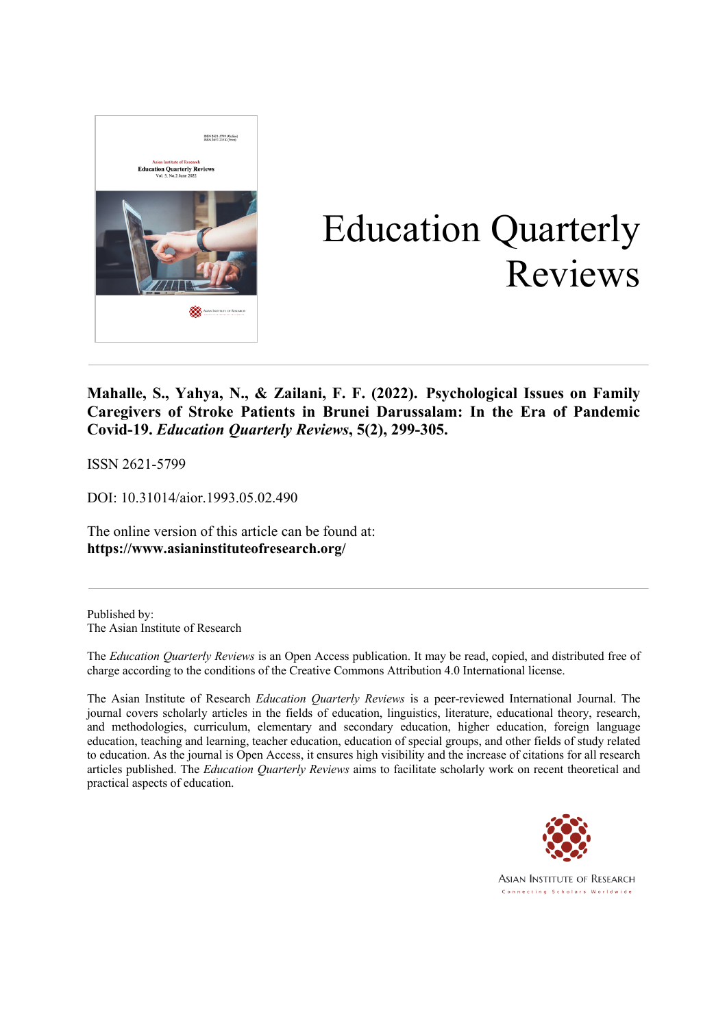# Education Quarterly Reviews

**Mahalle, S., Yahya, N., & Zailani, F. F. (2022). Psychological Issues on Family Caregivers of Stroke Patients in Brunei Darussalam: In the Era of Pandemic Covid-19. *Education Quarterly Reviews*, 5(2), 299-305.**

ISSN 2621-5799

DOI: 10.31014/aior.1993.05.02.490

The online version of this article can be found at:
**https://www.asianinstituteofresearch.org/**

---

Published by:
The Asian Institute of Research

The *Education Quarterly Reviews* is an Open Access publication. It may be read, copied, and distributed free of charge according to the conditions of the Creative Commons Attribution 4.0 International license.

The Asian Institute of Research *Education Quarterly Reviews* is a peer-reviewed International Journal. The journal covers scholarly articles in the fields of education, linguistics, literature, educational theory, research, and methodologies, curriculum, elementary and secondary education, higher education, foreign language education, teaching and learning, teacher education, education of special groups, and other fields of study related to education. As the journal is Open Access, it ensures high visibility and the increase of citations for all research articles published. The *Education Quarterly Reviews* aims to facilitate scholarly work on recent theoretical and practical aspects of education.

ASIAN INSTITUTE OF RESEARCH
Connecting Scholars Worldwide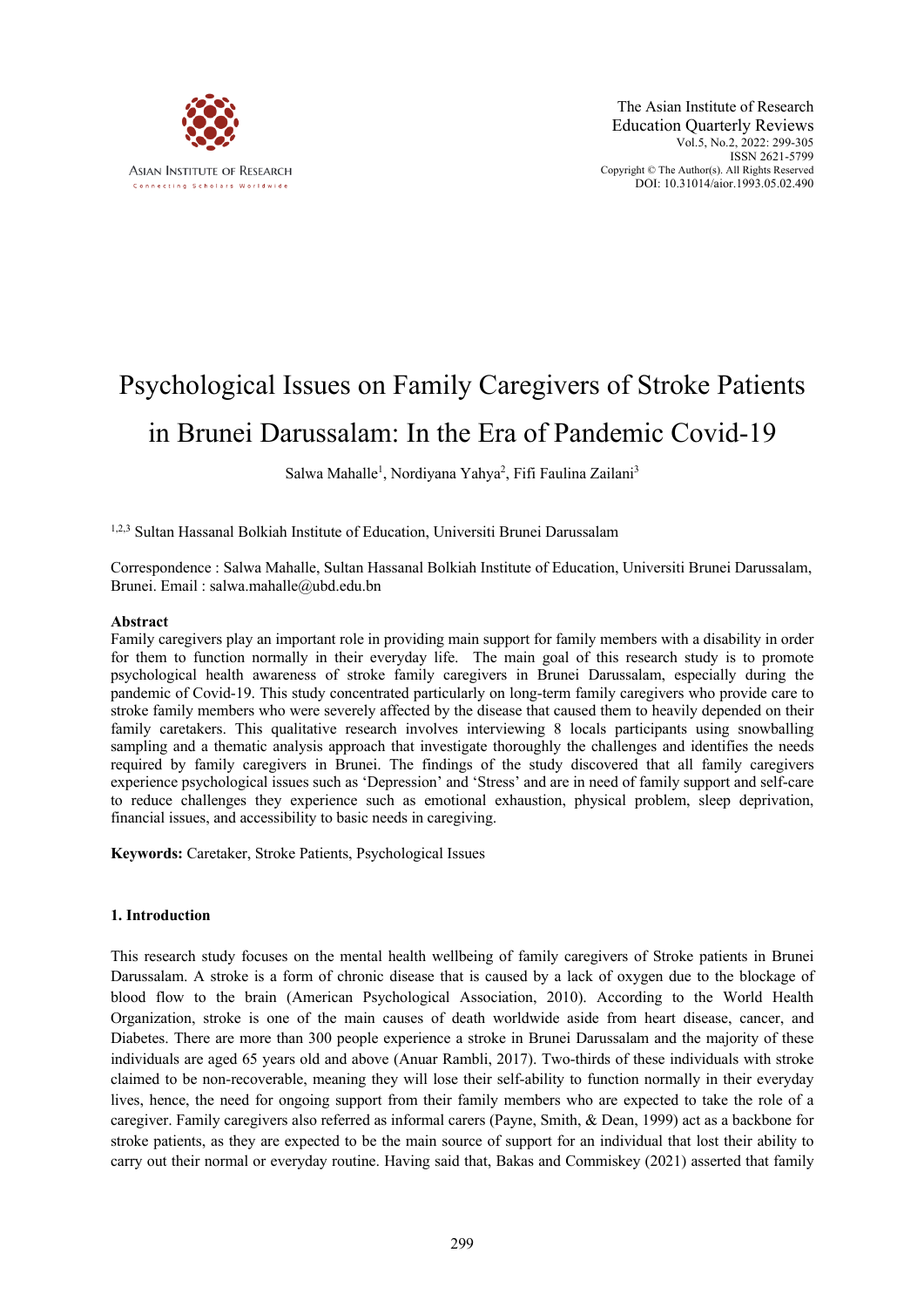# Psychological Issues on Family Caregivers of Stroke Patients in Brunei Darussalam: In the Era of Pandemic Covid-19

Salwa Mahalle[1], Nordiyana Yahya[2], Fifi Faulina Zailani[3]

[1,2,3] Sultan Hassanal Bolkiah Institute of Education, Universiti Brunei Darussalam

Correspondence : Salwa Mahalle, Sultan Hassanal Bolkiah Institute of Education, Universiti Brunei Darussalam, Brunei. Email : salwa.mahalle@ubd.edu.bn

### Abstract

Family caregivers play an important role in providing main support for family members with a disability in order for them to function normally in their everyday life. The main goal of this research study is to promote psychological health awareness of stroke family caregivers in Brunei Darussalam, especially during the pandemic of Covid-19. This study concentrated particularly on long-term family caregivers who provide care to stroke family members who were severely affected by the disease that caused them to heavily depended on their family caretakers. This qualitative research involves interviewing 8 locals participants using snowballing sampling and a thematic analysis approach that investigate thoroughly the challenges and identifies the needs required by family caregivers in Brunei. The findings of the study discovered that all family caregivers experience psychological issues such as 'Depression' and 'Stress' and are in need of family support and self-care to reduce challenges they experience such as emotional exhaustion, physical problem, sleep deprivation, financial issues, and accessibility to basic needs in caregiving.

**Keywords:** Caretaker, Stroke Patients, Psychological Issues

## 1. Introduction

This research study focuses on the mental health wellbeing of family caregivers of Stroke patients in Brunei Darussalam. A stroke is a form of chronic disease that is caused by a lack of oxygen due to the blockage of blood flow to the brain (American Psychological Association, 2010). According to the World Health Organization, stroke is one of the main causes of death worldwide aside from heart disease, cancer, and Diabetes. There are more than 300 people experience a stroke in Brunei Darussalam and the majority of these individuals are aged 65 years old and above (Anuar Rambli, 2017). Two-thirds of these individuals with stroke claimed to be non-recoverable, meaning they will lose their self-ability to function normally in their everyday lives, hence, the need for ongoing support from their family members who are expected to take the role of a caregiver. Family caregivers also referred as informal carers (Payne, Smith, & Dean, 1999) act as a backbone for stroke patients, as they are expected to be the main source of support for an individual that lost their ability to carry out their normal or everyday routine. Having said that, Bakas and Commiskey (2021) asserted that family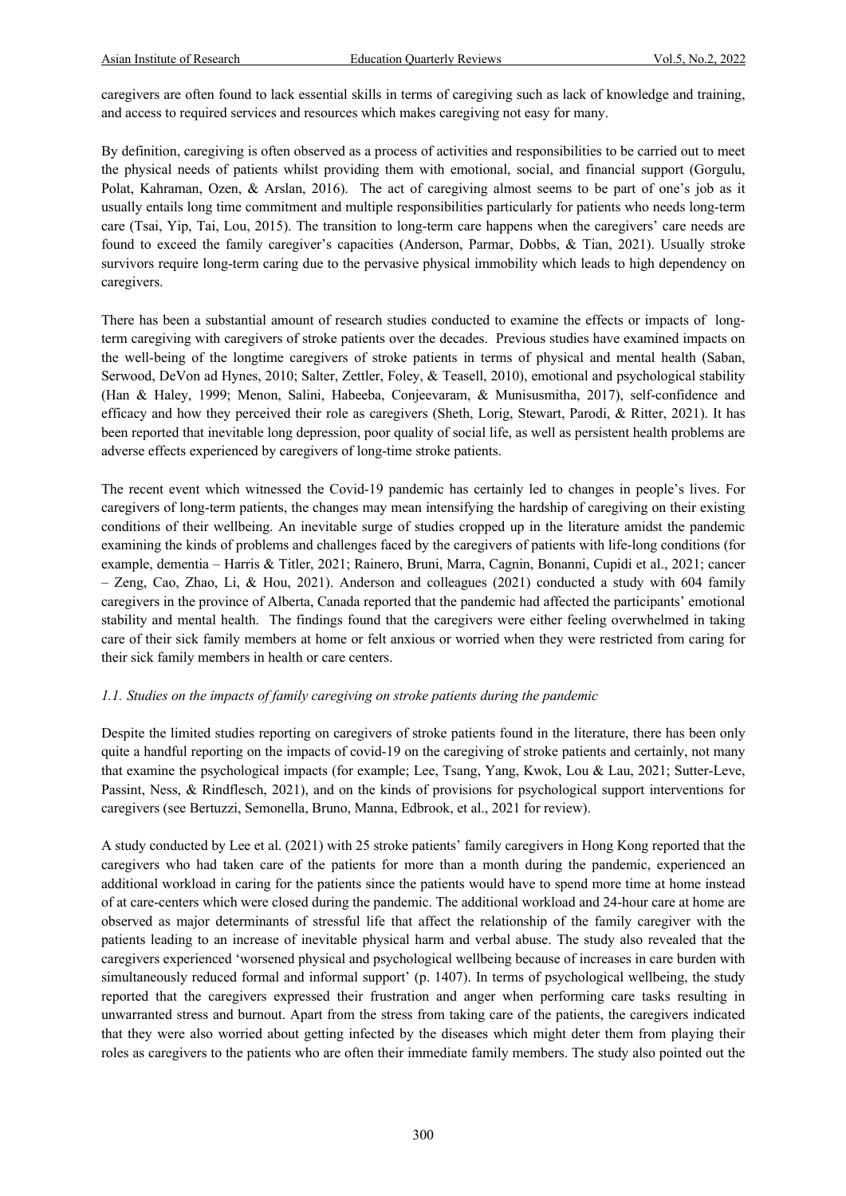caregivers are often found to lack essential skills in terms of caregiving such as lack of knowledge and training, and access to required services and resources which makes caregiving not easy for many.

By definition, caregiving is often observed as a process of activities and responsibilities to be carried out to meet the physical needs of patients whilst providing them with emotional, social, and financial support (Gorgulu, Polat, Kahraman, Ozen, & Arslan, 2016). The act of caregiving almost seems to be part of one's job as it usually entails long time commitment and multiple responsibilities particularly for patients who needs long-term care (Tsai, Yip, Tai, Lou, 2015). The transition to long-term care happens when the caregivers' care needs are found to exceed the family caregiver's capacities (Anderson, Parmar, Dobbs, & Tian, 2021). Usually stroke survivors require long-term caring due to the pervasive physical immobility which leads to high dependency on caregivers.

There has been a substantial amount of research studies conducted to examine the effects or impacts of long-term caregiving with caregivers of stroke patients over the decades. Previous studies have examined impacts on the well-being of the longtime caregivers of stroke patients in terms of physical and mental health (Saban, Serwood, DeVon ad Hynes, 2010; Salter, Zettler, Foley, & Teasell, 2010), emotional and psychological stability (Han & Haley, 1999; Menon, Salini, Habeeba, Conjeevaram, & Munisusmitha, 2017), self-confidence and efficacy and how they perceived their role as caregivers (Sheth, Lorig, Stewart, Parodi, & Ritter, 2021). It has been reported that inevitable long depression, poor quality of social life, as well as persistent health problems are adverse effects experienced by caregivers of long-time stroke patients.

The recent event which witnessed the Covid-19 pandemic has certainly led to changes in people's lives. For caregivers of long-term patients, the changes may mean intensifying the hardship of caregiving on their existing conditions of their wellbeing. An inevitable surge of studies cropped up in the literature amidst the pandemic examining the kinds of problems and challenges faced by the caregivers of patients with life-long conditions (for example, dementia – Harris & Titler, 2021; Rainero, Bruni, Marra, Cagnin, Bonanni, Cupidi et al., 2021; cancer – Zeng, Cao, Zhao, Li, & Hou, 2021). Anderson and colleagues (2021) conducted a study with 604 family caregivers in the province of Alberta, Canada reported that the pandemic had affected the participants' emotional stability and mental health. The findings found that the caregivers were either feeling overwhelmed in taking care of their sick family members at home or felt anxious or worried when they were restricted from caring for their sick family members in health or care centers.

### *1.1. Studies on the impacts of family caregiving on stroke patients during the pandemic*

Despite the limited studies reporting on caregivers of stroke patients found in the literature, there has been only quite a handful reporting on the impacts of covid-19 on the caregiving of stroke patients and certainly, not many that examine the psychological impacts (for example; Lee, Tsang, Yang, Kwok, Lou & Lau, 2021; Sutter-Leve, Passint, Ness, & Rindflesch, 2021), and on the kinds of provisions for psychological support interventions for caregivers (see Bertuzzi, Semonella, Bruno, Manna, Edbrook, et al., 2021 for review).

A study conducted by Lee et al. (2021) with 25 stroke patients' family caregivers in Hong Kong reported that the caregivers who had taken care of the patients for more than a month during the pandemic, experienced an additional workload in caring for the patients since the patients would have to spend more time at home instead of at care-centers which were closed during the pandemic. The additional workload and 24-hour care at home are observed as major determinants of stressful life that affect the relationship of the family caregiver with the patients leading to an increase of inevitable physical harm and verbal abuse. The study also revealed that the caregivers experienced 'worsened physical and psychological wellbeing because of increases in care burden with simultaneously reduced formal and informal support' (p. 1407). In terms of psychological wellbeing, the study reported that the caregivers expressed their frustration and anger when performing care tasks resulting in unwarranted stress and burnout. Apart from the stress from taking care of the patients, the caregivers indicated that they were also worried about getting infected by the diseases which might deter them from playing their roles as caregivers to the patients who are often their immediate family members. The study also pointed out the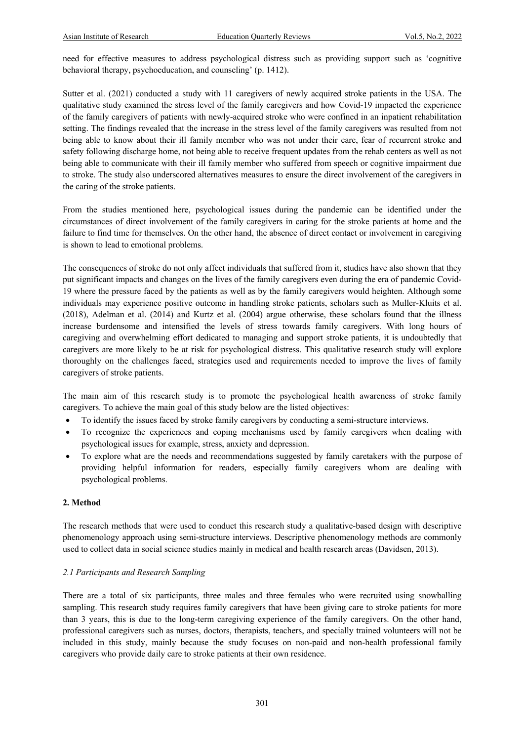need for effective measures to address psychological distress such as providing support such as 'cognitive behavioral therapy, psychoeducation, and counseling' (p. 1412).

Sutter et al. (2021) conducted a study with 11 caregivers of newly acquired stroke patients in the USA. The qualitative study examined the stress level of the family caregivers and how Covid-19 impacted the experience of the family caregivers of patients with newly-acquired stroke who were confined in an inpatient rehabilitation setting. The findings revealed that the increase in the stress level of the family caregivers was resulted from not being able to know about their ill family member who was not under their care, fear of recurrent stroke and safety following discharge home, not being able to receive frequent updates from the rehab centers as well as not being able to communicate with their ill family member who suffered from speech or cognitive impairment due to stroke. The study also underscored alternatives measures to ensure the direct involvement of the caregivers in the caring of the stroke patients.

From the studies mentioned here, psychological issues during the pandemic can be identified under the circumstances of direct involvement of the family caregivers in caring for the stroke patients at home and the failure to find time for themselves. On the other hand, the absence of direct contact or involvement in caregiving is shown to lead to emotional problems.

The consequences of stroke do not only affect individuals that suffered from it, studies have also shown that they put significant impacts and changes on the lives of the family caregivers even during the era of pandemic Covid-19 where the pressure faced by the patients as well as by the family caregivers would heighten. Although some individuals may experience positive outcome in handling stroke patients, scholars such as Muller-Kluits et al. (2018), Adelman et al. (2014) and Kurtz et al. (2004) argue otherwise, these scholars found that the illness increase burdensome and intensified the levels of stress towards family caregivers. With long hours of caregiving and overwhelming effort dedicated to managing and support stroke patients, it is undoubtedly that caregivers are more likely to be at risk for psychological distress. This qualitative research study will explore thoroughly on the challenges faced, strategies used and requirements needed to improve the lives of family caregivers of stroke patients.

The main aim of this research study is to promote the psychological health awareness of stroke family caregivers. To achieve the main goal of this study below are the listed objectives:

- To identify the issues faced by stroke family caregivers by conducting a semi-structure interviews.
- To recognize the experiences and coping mechanisms used by family caregivers when dealing with psychological issues for example, stress, anxiety and depression.
- To explore what are the needs and recommendations suggested by family caretakers with the purpose of providing helpful information for readers, especially family caregivers whom are dealing with psychological problems.

## 2. Method

The research methods that were used to conduct this research study a qualitative-based design with descriptive phenomenology approach using semi-structure interviews. Descriptive phenomenology methods are commonly used to collect data in social science studies mainly in medical and health research areas (Davidsen, 2013).

### *2.1 Participants and Research Sampling*

There are a total of six participants, three males and three females who were recruited using snowballing sampling. This research study requires family caregivers that have been giving care to stroke patients for more than 3 years, this is due to the long-term caregiving experience of the family caregivers. On the other hand, professional caregivers such as nurses, doctors, therapists, teachers, and specially trained volunteers will not be included in this study, mainly because the study focuses on non-paid and non-health professional family caregivers who provide daily care to stroke patients at their own residence.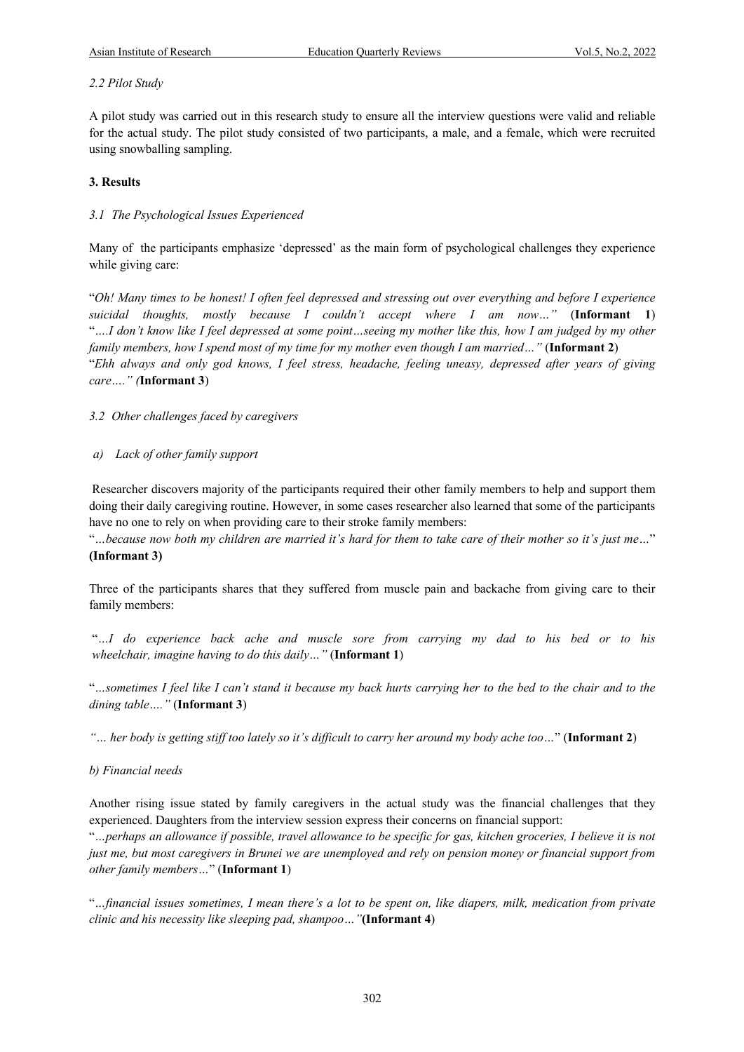*2.2 Pilot Study*

A pilot study was carried out in this research study to ensure all the interview questions were valid and reliable for the actual study. The pilot study consisted of two participants, a male, and a female, which were recruited using snowballing sampling.

## 3. Results

### *3.1 The Psychological Issues Experienced*

Many of the participants emphasize 'depressed' as the main form of psychological challenges they experience while giving care:

"*Oh! Many times to be honest! I often feel depressed and stressing out over everything and before I experience suicidal thoughts, mostly because I couldn't accept where I am now…*" (**Informant 1**)
"*….I don't know like I feel depressed at some point…seeing my mother like this, how I am judged by my other family members, how I spend most of my time for my mother even though I am married…*" (**Informant 2**)
"*Ehh always and only god knows, I feel stress, headache, feeling uneasy, depressed after years of giving care….*" *(***Informant 3**)

### *3.2 Other challenges faced by caregivers*

*a) Lack of other family support*

Researcher discovers majority of the participants required their other family members to help and support them doing their daily caregiving routine. However, in some cases researcher also learned that some of the participants have no one to rely on when providing care to their stroke family members:
"*…because now both my children are married it's hard for them to take care of their mother so it's just me…*" **(Informant 3)**

Three of the participants shares that they suffered from muscle pain and backache from giving care to their family members:

"*…I do experience back ache and muscle sore from carrying my dad to his bed or to his wheelchair, imagine having to do this daily…*" (**Informant 1**)

"*…sometimes I feel like I can't stand it because my back hurts carrying her to the bed to the chair and to the dining table….*" (**Informant 3**)

*"… her body is getting stiff too lately so it's difficult to carry her around my body ache too…*" (**Informant 2**)

*b) Financial needs*

Another rising issue stated by family caregivers in the actual study was the financial challenges that they experienced. Daughters from the interview session express their concerns on financial support:
"*…perhaps an allowance if possible, travel allowance to be specific for gas, kitchen groceries, I believe it is not just me, but most caregivers in Brunei we are unemployed and rely on pension money or financial support from other family members…*" (**Informant 1**)

"*…financial issues sometimes, I mean there's a lot to be spent on, like diapers, milk, medication from private clinic and his necessity like sleeping pad, shampoo…*"(**Informant 4**)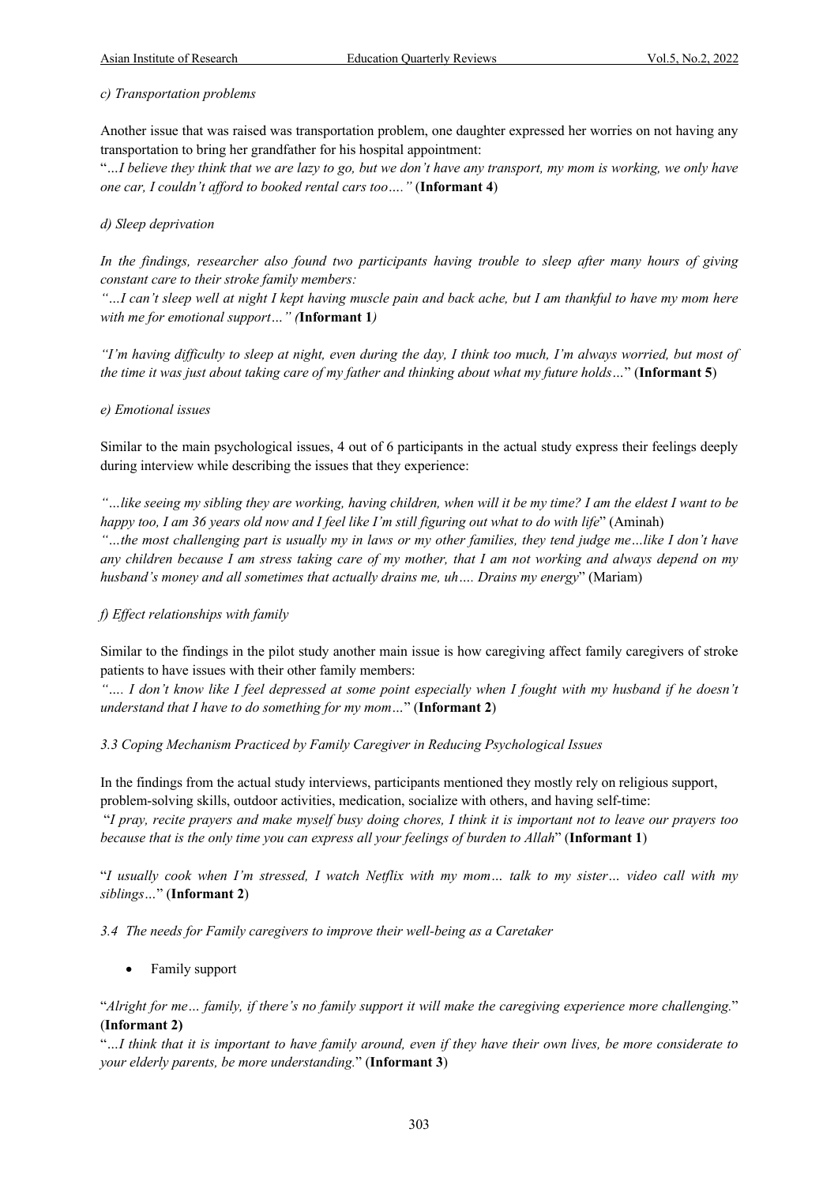*c) Transportation problems*

Another issue that was raised was transportation problem, one daughter expressed her worries on not having any transportation to bring her grandfather for his hospital appointment:

"*…I believe they think that we are lazy to go, but we don't have any transport, my mom is working, we only have one car, I couldn't afford to booked rental cars too….*" (**Informant 4**)

*d) Sleep deprivation*

*In the findings, researcher also found two participants having trouble to sleep after many hours of giving constant care to their stroke family members:*

*"…I can't sleep well at night I kept having muscle pain and back ache, but I am thankful to have my mom here with me for emotional support…" (***Informant 1***)*

*"I'm having difficulty to sleep at night, even during the day, I think too much, I'm always worried, but most of the time it was just about taking care of my father and thinking about what my future holds…*" (**Informant 5**)

*e) Emotional issues*

Similar to the main psychological issues, 4 out of 6 participants in the actual study express their feelings deeply during interview while describing the issues that they experience:

*"…like seeing my sibling they are working, having children, when will it be my time? I am the eldest I want to be happy too, I am 36 years old now and I feel like I'm still figuring out what to do with life*" (Aminah)

*"…the most challenging part is usually my in laws or my other families, they tend judge me…like I don't have any children because I am stress taking care of my mother, that I am not working and always depend on my husband's money and all sometimes that actually drains me, uh…. Drains my energy*" (Mariam)

*f) Effect relationships with family*

Similar to the findings in the pilot study another main issue is how caregiving affect family caregivers of stroke patients to have issues with their other family members:

*"…. I don't know like I feel depressed at some point especially when I fought with my husband if he doesn't understand that I have to do something for my mom…*" (**Informant 2**)

*3.3 Coping Mechanism Practiced by Family Caregiver in Reducing Psychological Issues*

In the findings from the actual study interviews, participants mentioned they mostly rely on religious support, problem-solving skills, outdoor activities, medication, socialize with others, and having self-time:

"*I pray, recite prayers and make myself busy doing chores, I think it is important not to leave our prayers too because that is the only time you can express all your feelings of burden to Allah*" (**Informant 1**)

"*I usually cook when I'm stressed, I watch Netflix with my mom… talk to my sister… video call with my siblings…*" (**Informant 2**)

*3.4 The needs for Family caregivers to improve their well-being as a Caretaker*

- Family support

"*Alright for me… family, if there's no family support it will make the caregiving experience more challenging.*" (**Informant 2)**

"*…I think that it is important to have family around, even if they have their own lives, be more considerate to your elderly parents, be more understanding.*" (**Informant 3**)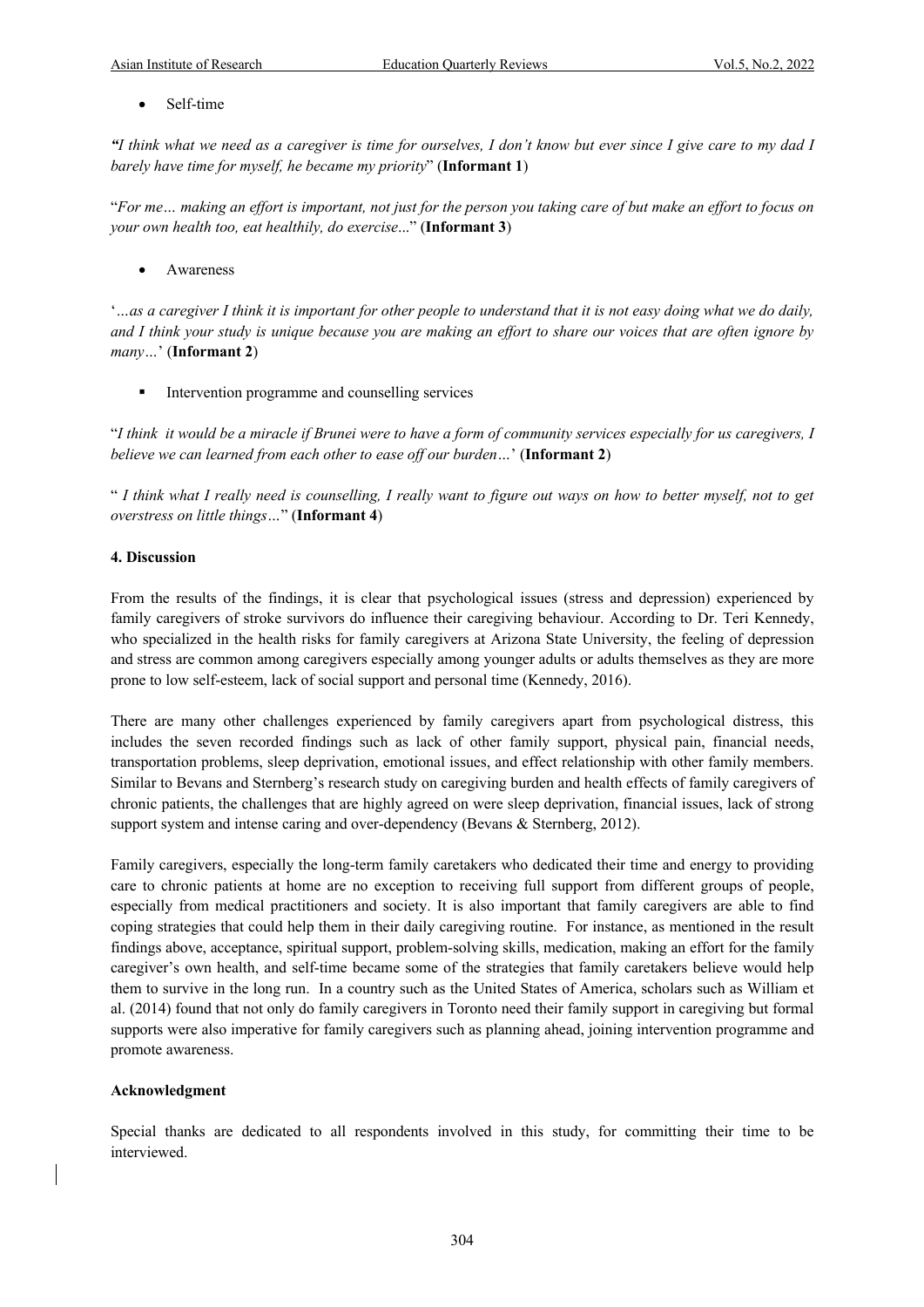- Self-time

*"I think what we need as a caregiver is time for ourselves, I don't know but ever since I give care to my dad I barely have time for myself, he became my priority*" (**Informant 1**)

"*For me… making an effort is important, not just for the person you taking care of but make an effort to focus on your own health too, eat healthily, do exercise*..." (**Informant 3**)

- Awareness

'*…as a caregiver I think it is important for other people to understand that it is not easy doing what we do daily, and I think your study is unique because you are making an effort to share our voices that are often ignore by many…*' (**Informant 2**)

- Intervention programme and counselling services

"*I think it would be a miracle if Brunei were to have a form of community services especially for us caregivers, I believe we can learned from each other to ease off our burden…*' (**Informant 2**)

" *I think what I really need is counselling, I really want to figure out ways on how to better myself, not to get overstress on little things…*" (**Informant 4**)

**4. Discussion**

From the results of the findings, it is clear that psychological issues (stress and depression) experienced by family caregivers of stroke survivors do influence their caregiving behaviour. According to Dr. Teri Kennedy, who specialized in the health risks for family caregivers at Arizona State University, the feeling of depression and stress are common among caregivers especially among younger adults or adults themselves as they are more prone to low self-esteem, lack of social support and personal time (Kennedy, 2016).

There are many other challenges experienced by family caregivers apart from psychological distress, this includes the seven recorded findings such as lack of other family support, physical pain, financial needs, transportation problems, sleep deprivation, emotional issues, and effect relationship with other family members. Similar to Bevans and Sternberg's research study on caregiving burden and health effects of family caregivers of chronic patients, the challenges that are highly agreed on were sleep deprivation, financial issues, lack of strong support system and intense caring and over-dependency (Bevans & Sternberg, 2012).

Family caregivers, especially the long-term family caretakers who dedicated their time and energy to providing care to chronic patients at home are no exception to receiving full support from different groups of people, especially from medical practitioners and society. It is also important that family caregivers are able to find coping strategies that could help them in their daily caregiving routine. For instance, as mentioned in the result findings above, acceptance, spiritual support, problem-solving skills, medication, making an effort for the family caregiver's own health, and self-time became some of the strategies that family caretakers believe would help them to survive in the long run. In a country such as the United States of America, scholars such as William et al. (2014) found that not only do family caregivers in Toronto need their family support in caregiving but formal supports were also imperative for family caregivers such as planning ahead, joining intervention programme and promote awareness.

**Acknowledgment**

Special thanks are dedicated to all respondents involved in this study, for committing their time to be interviewed.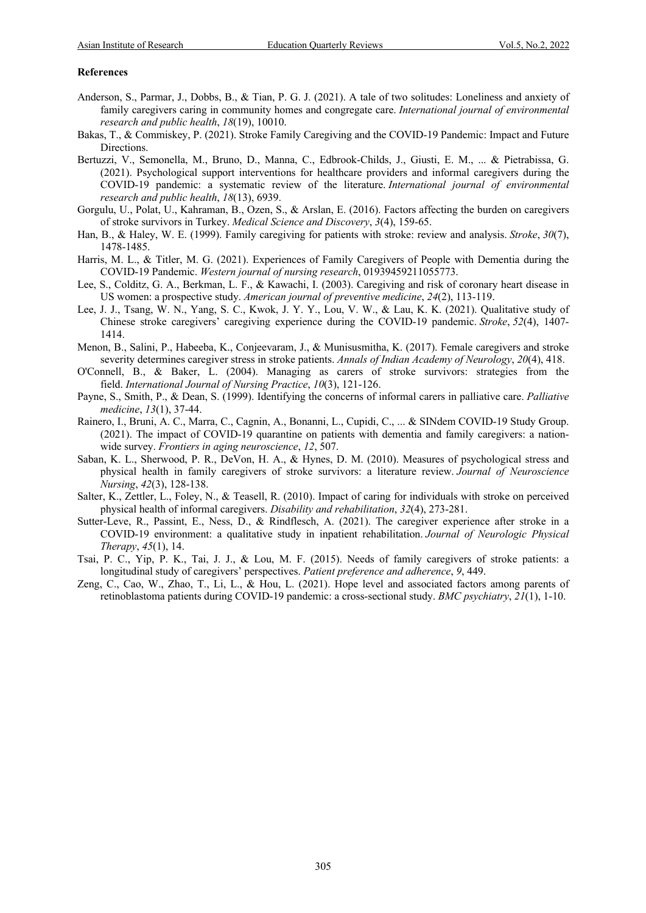**References**

Anderson, S., Parmar, J., Dobbs, B., & Tian, P. G. J. (2021). A tale of two solitudes: Loneliness and anxiety of family caregivers caring in community homes and congregate care. *International journal of environmental research and public health*, *18*(19), 10010.

Bakas, T., & Commiskey, P. (2021). Stroke Family Caregiving and the COVID-19 Pandemic: Impact and Future Directions.

Bertuzzi, V., Semonella, M., Bruno, D., Manna, C., Edbrook-Childs, J., Giusti, E. M., ... & Pietrabissa, G. (2021). Psychological support interventions for healthcare providers and informal caregivers during the COVID-19 pandemic: a systematic review of the literature. *International journal of environmental research and public health*, *18*(13), 6939.

Gorgulu, U., Polat, U., Kahraman, B., Ozen, S., & Arslan, E. (2016). Factors affecting the burden on caregivers of stroke survivors in Turkey. *Medical Science and Discovery*, *3*(4), 159-65.

Han, B., & Haley, W. E. (1999). Family caregiving for patients with stroke: review and analysis. *Stroke*, *30*(7), 1478-1485.

Harris, M. L., & Titler, M. G. (2021). Experiences of Family Caregivers of People with Dementia during the COVID-19 Pandemic. *Western journal of nursing research*, 01939459211055773.

Lee, S., Colditz, G. A., Berkman, L. F., & Kawachi, I. (2003). Caregiving and risk of coronary heart disease in US women: a prospective study. *American journal of preventive medicine*, *24*(2), 113-119.

Lee, J. J., Tsang, W. N., Yang, S. C., Kwok, J. Y. Y., Lou, V. W., & Lau, K. K. (2021). Qualitative study of Chinese stroke caregivers' caregiving experience during the COVID-19 pandemic. *Stroke*, *52*(4), 1407-1414.

Menon, B., Salini, P., Habeeba, K., Conjeevaram, J., & Munisusmitha, K. (2017). Female caregivers and stroke severity determines caregiver stress in stroke patients. *Annals of Indian Academy of Neurology*, *20*(4), 418.

O'Connell, B., & Baker, L. (2004). Managing as carers of stroke survivors: strategies from the field. *International Journal of Nursing Practice*, *10*(3), 121-126.

Payne, S., Smith, P., & Dean, S. (1999). Identifying the concerns of informal carers in palliative care. *Palliative medicine*, *13*(1), 37-44.

Rainero, I., Bruni, A. C., Marra, C., Cagnin, A., Bonanni, L., Cupidi, C., ... & SINdem COVID-19 Study Group. (2021). The impact of COVID-19 quarantine on patients with dementia and family caregivers: a nation-wide survey. *Frontiers in aging neuroscience*, *12*, 507.

Saban, K. L., Sherwood, P. R., DeVon, H. A., & Hynes, D. M. (2010). Measures of psychological stress and physical health in family caregivers of stroke survivors: a literature review. *Journal of Neuroscience Nursing*, *42*(3), 128-138.

Salter, K., Zettler, L., Foley, N., & Teasell, R. (2010). Impact of caring for individuals with stroke on perceived physical health of informal caregivers. *Disability and rehabilitation*, *32*(4), 273-281.

Sutter-Leve, R., Passint, E., Ness, D., & Rindflesch, A. (2021). The caregiver experience after stroke in a COVID-19 environment: a qualitative study in inpatient rehabilitation. *Journal of Neurologic Physical Therapy*, *45*(1), 14.

Tsai, P. C., Yip, P. K., Tai, J. J., & Lou, M. F. (2015). Needs of family caregivers of stroke patients: a longitudinal study of caregivers' perspectives. *Patient preference and adherence*, *9*, 449.

Zeng, C., Cao, W., Zhao, T., Li, L., & Hou, L. (2021). Hope level and associated factors among parents of retinoblastoma patients during COVID-19 pandemic: a cross-sectional study. *BMC psychiatry*, *21*(1), 1-10.